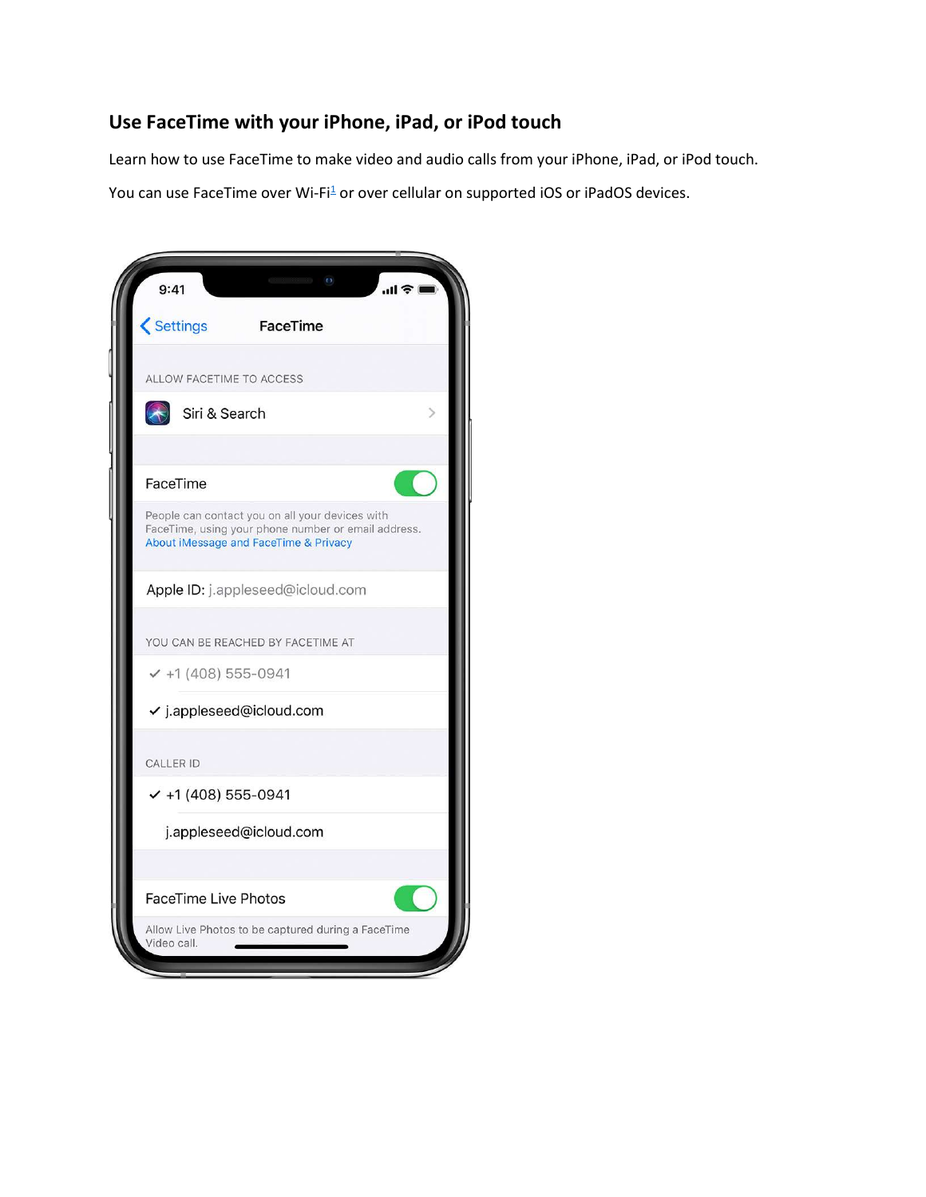## Use FaceTime with your iPhone, iPad, or iPod touch

Learn how to use FaceTime to make video and audio calls from your iPhone, iPad, or iPod touch.

You can use FaceTime over Wi-Fi[1] or over cellular on supported iOS or iPadOS devices.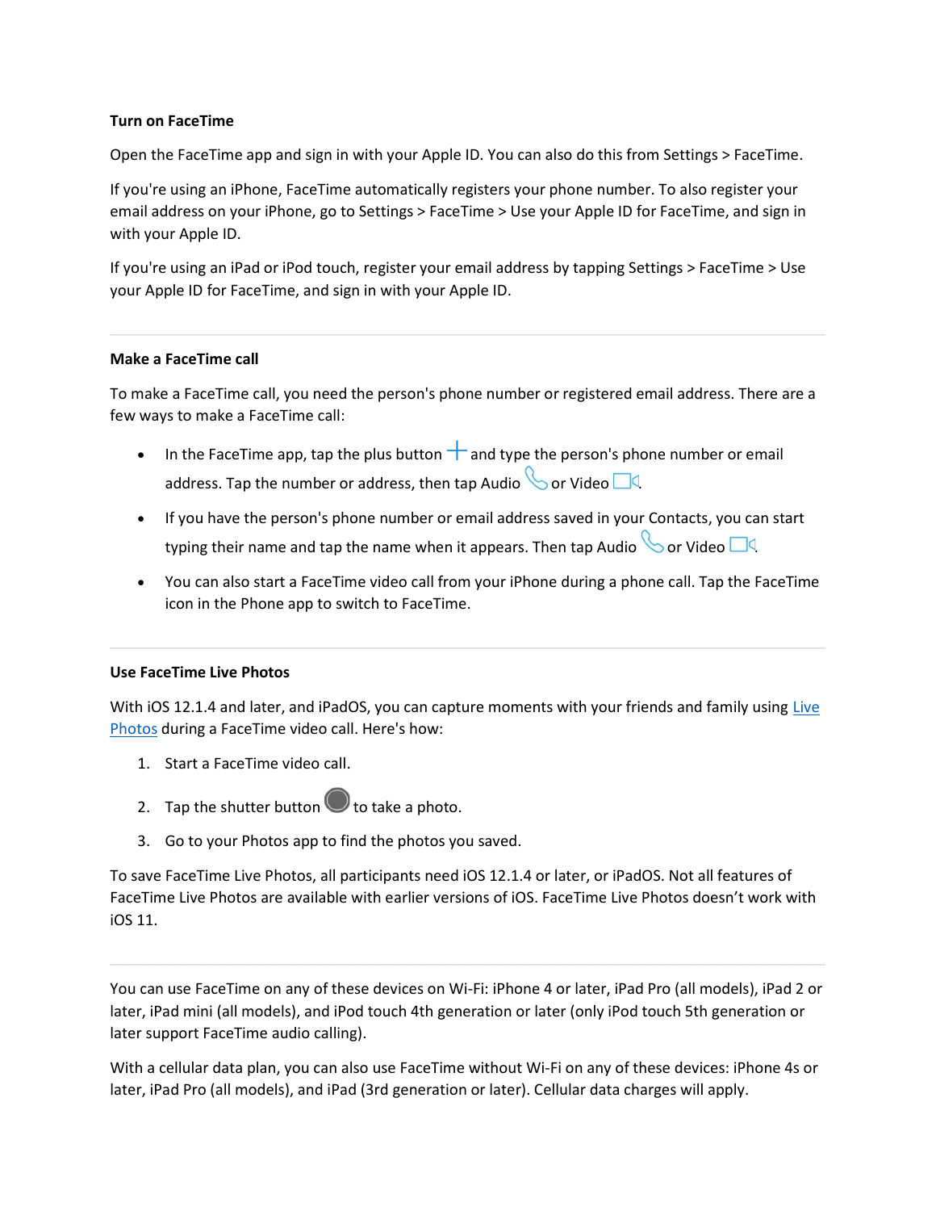### Turn on FaceTime

Open the FaceTime app and sign in with your Apple ID. You can also do this from Settings > FaceTime.

If you're using an iPhone, FaceTime automatically registers your phone number. To also register your email address on your iPhone, go to Settings > FaceTime > Use your Apple ID for FaceTime, and sign in with your Apple ID.

If you're using an iPad or iPod touch, register your email address by tapping Settings > FaceTime > Use your Apple ID for FaceTime, and sign in with your Apple ID.

---

### Make a FaceTime call

To make a FaceTime call, you need the person's phone number or registered email address. There are a few ways to make a FaceTime call:

- In the FaceTime app, tap the plus button and type the person's phone number or email address. Tap the number or address, then tap Audio or Video.
- If you have the person's phone number or email address saved in your Contacts, you can start typing their name and tap the name when it appears. Then tap Audio or Video.
- You can also start a FaceTime video call from your iPhone during a phone call. Tap the FaceTime icon in the Phone app to switch to FaceTime.

---

### Use FaceTime Live Photos

With iOS 12.1.4 and later, and iPadOS, you can capture moments with your friends and family using Live Photos during a FaceTime video call. Here's how:

1. Start a FaceTime video call.
2. Tap the shutter button to take a photo.
3. Go to your Photos app to find the photos you saved.

To save FaceTime Live Photos, all participants need iOS 12.1.4 or later, or iPadOS. Not all features of FaceTime Live Photos are available with earlier versions of iOS. FaceTime Live Photos doesn't work with iOS 11.

---

You can use FaceTime on any of these devices on Wi-Fi: iPhone 4 or later, iPad Pro (all models), iPad 2 or later, iPad mini (all models), and iPod touch 4th generation or later (only iPod touch 5th generation or later support FaceTime audio calling).

With a cellular data plan, you can also use FaceTime without Wi-Fi on any of these devices: iPhone 4s or later, iPad Pro (all models), and iPad (3rd generation or later). Cellular data charges will apply.